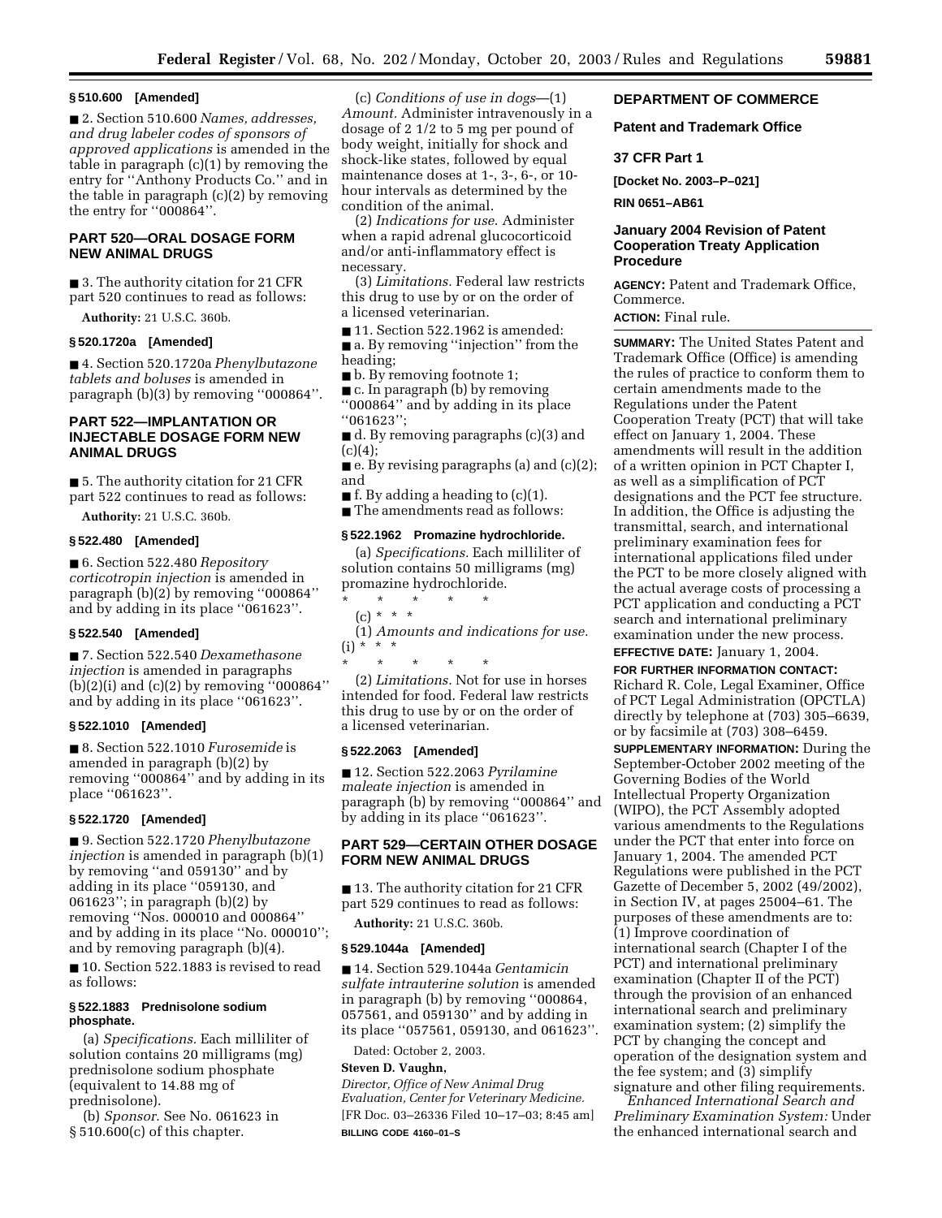**§ 510.600 [Amended]**

■ 2. Section 510.600 *Names, addresses, and drug labeler codes of sponsors of approved applications* is amended in the table in paragraph (c)(1) by removing the entry for ''Anthony Products Co.'' and in the table in paragraph (c)(2) by removing the entry for ''000864''.

## PART 520—ORAL DOSAGE FORM NEW ANIMAL DRUGS

■ 3. The authority citation for 21 CFR part 520 continues to read as follows:

**Authority:** 21 U.S.C. 360b.

**§ 520.1720a [Amended]**

■ 4. Section 520.1720a *Phenylbutazone tablets and boluses* is amended in paragraph (b)(3) by removing ''000864''.

## PART 522—IMPLANTATION OR INJECTABLE DOSAGE FORM NEW ANIMAL DRUGS

■ 5. The authority citation for 21 CFR part 522 continues to read as follows:

**Authority:** 21 U.S.C. 360b.

**§ 522.480 [Amended]**

■ 6. Section 522.480 *Repository corticotropin injection* is amended in paragraph (b)(2) by removing ''000864'' and by adding in its place ''061623''.

**§ 522.540 [Amended]**

■ 7. Section 522.540 *Dexamethasone injection* is amended in paragraphs (b)(2)(i) and (c)(2) by removing ''000864'' and by adding in its place ''061623''.

**§ 522.1010 [Amended]**

■ 8. Section 522.1010 *Furosemide* is amended in paragraph (b)(2) by removing ''000864'' and by adding in its place ''061623''.

**§ 522.1720 [Amended]**

■ 9. Section 522.1720 *Phenylbutazone injection* is amended in paragraph (b)(1) by removing ''and 059130'' and by adding in its place ''059130, and 061623''; in paragraph (b)(2) by removing ''Nos. 000010 and 000864'' and by adding in its place ''No. 000010''; and by removing paragraph (b)(4).

■ 10. Section 522.1883 is revised to read as follows:

**§ 522.1883 Prednisolone sodium phosphate.**

(a) *Specifications.* Each milliliter of solution contains 20 milligrams (mg) prednisolone sodium phosphate (equivalent to 14.88 mg of prednisolone).

(b) *Sponsor.* See No. 061623 in § 510.600(c) of this chapter.

(c) *Conditions of use in dogs*—(1) *Amount.* Administer intravenously in a dosage of 2 1/2 to 5 mg per pound of body weight, initially for shock and shock-like states, followed by equal maintenance doses at 1-, 3-, 6-, or 10-hour intervals as determined by the condition of the animal.

(2) *Indications for use.* Administer when a rapid adrenal glucocorticoid and/or anti-inflammatory effect is necessary.

(3) *Limitations.* Federal law restricts this drug to use by or on the order of a licensed veterinarian.

■ 11. Section 522.1962 is amended:

■ a. By removing ''injection'' from the heading;

■ b. By removing footnote 1;

■ c. In paragraph (b) by removing ''000864'' and by adding in its place ''061623'';

■ d. By removing paragraphs (c)(3) and (c)(4);

■ e. By revising paragraphs (a) and (c)(2); and

■ f. By adding a heading to (c)(1).

■ The amendments read as follows:

**§ 522.1962 Promazine hydrochloride.**

(a) *Specifications.* Each milliliter of solution contains 50 milligrams (mg) promazine hydrochloride.

\* \* \* \* \*

(c) \* \* \*

(1) *Amounts and indications for use.* (i) \* \* \*

\* \* \* \* \*

(2) *Limitations.* Not for use in horses intended for food. Federal law restricts this drug to use by or on the order of a licensed veterinarian.

**§ 522.2063 [Amended]**

■ 12. Section 522.2063 *Pyrilamine maleate injection* is amended in paragraph (b) by removing ''000864'' and by adding in its place ''061623''.

## PART 529—CERTAIN OTHER DOSAGE FORM NEW ANIMAL DRUGS

■ 13. The authority citation for 21 CFR part 529 continues to read as follows:

**Authority:** 21 U.S.C. 360b.

**§ 529.1044a [Amended]**

■ 14. Section 529.1044a *Gentamicin sulfate intrauterine solution* is amended in paragraph (b) by removing ''000864, 057561, and 059130'' and by adding in its place ''057561, 059130, and 061623''.

Dated: October 2, 2003.

**Steven D. Vaughn,**

*Director, Office of New Animal Drug Evaluation, Center for Veterinary Medicine.*

[FR Doc. 03–26336 Filed 10–17–03; 8:45 am]

**BILLING CODE 4160–01–S**

## DEPARTMENT OF COMMERCE

## Patent and Trademark Office

## 37 CFR Part 1

**[Docket No. 2003–P–021]**

**RIN 0651–AB61**

## January 2004 Revision of Patent Cooperation Treaty Application Procedure

**AGENCY:** Patent and Trademark Office, Commerce.

**ACTION:** Final rule.

**SUMMARY:** The United States Patent and Trademark Office (Office) is amending the rules of practice to conform them to certain amendments made to the Regulations under the Patent Cooperation Treaty (PCT) that will take effect on January 1, 2004. These amendments will result in the addition of a written opinion in PCT Chapter I, as well as a simplification of PCT designations and the PCT fee structure. In addition, the Office is adjusting the transmittal, search, and international preliminary examination fees for international applications filed under the PCT to be more closely aligned with the actual average costs of processing a PCT application and conducting a PCT search and international preliminary examination under the new process.

**EFFECTIVE DATE:** January 1, 2004.

**FOR FURTHER INFORMATION CONTACT:** Richard R. Cole, Legal Examiner, Office of PCT Legal Administration (OPCTLA) directly by telephone at (703) 305–6639, or by facsimile at (703) 308–6459.

**SUPPLEMENTARY INFORMATION:** During the September-October 2002 meeting of the Governing Bodies of the World Intellectual Property Organization (WIPO), the PCT Assembly adopted various amendments to the Regulations under the PCT that enter into force on January 1, 2004. The amended PCT Regulations were published in the PCT Gazette of December 5, 2002 (49/2002), in Section IV, at pages 25004–61. The purposes of these amendments are to: (1) Improve coordination of international search (Chapter I of the PCT) and international preliminary examination (Chapter II of the PCT) through the provision of an enhanced international search and preliminary examination system; (2) simplify the PCT by changing the concept and operation of the designation system and the fee system; and (3) simplify signature and other filing requirements.

*Enhanced International Search and Preliminary Examination System:* Under the enhanced international search and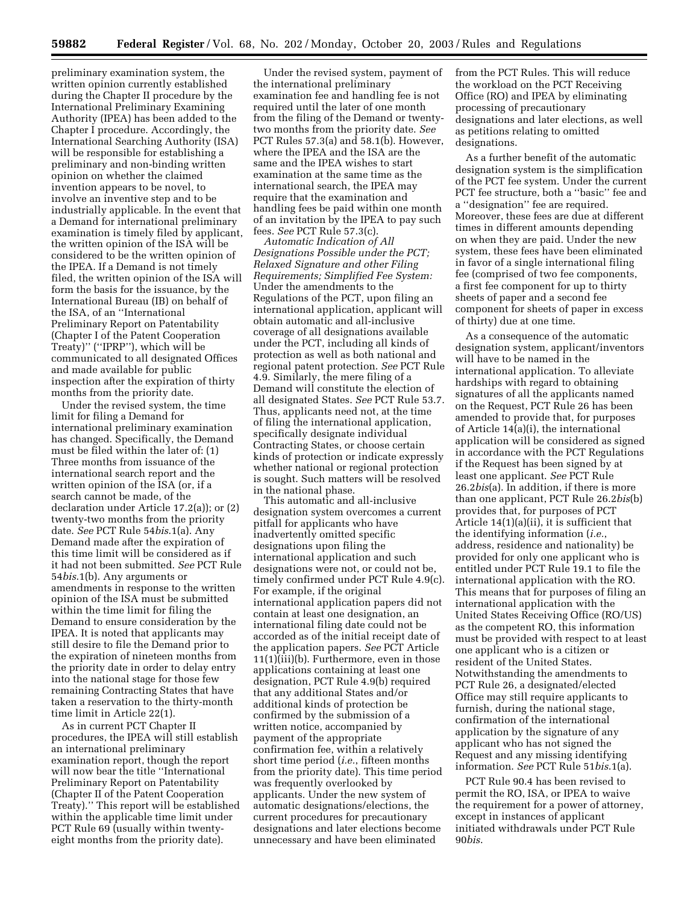preliminary examination system, the written opinion currently established during the Chapter II procedure by the International Preliminary Examining Authority (IPEA) has been added to the Chapter I procedure. Accordingly, the International Searching Authority (ISA) will be responsible for establishing a preliminary and non-binding written opinion on whether the claimed invention appears to be novel, to involve an inventive step and to be industrially applicable. In the event that a Demand for international preliminary examination is timely filed by applicant, the written opinion of the ISA will be considered to be the written opinion of the IPEA. If a Demand is not timely filed, the written opinion of the ISA will form the basis for the issuance, by the International Bureau (IB) on behalf of the ISA, of an ''International Preliminary Report on Patentability (Chapter I of the Patent Cooperation Treaty)'' (''IPRP''), which will be communicated to all designated Offices and made available for public inspection after the expiration of thirty months from the priority date.

Under the revised system, the time limit for filing a Demand for international preliminary examination has changed. Specifically, the Demand must be filed within the later of: (1) Three months from issuance of the international search report and the written opinion of the ISA (or, if a search cannot be made, of the declaration under Article 17.2(a)); or (2) twenty-two months from the priority date. *See* PCT Rule 54*bis*.1(a). Any Demand made after the expiration of this time limit will be considered as if it had not been submitted. *See* PCT Rule 54*bis*.1(b). Any arguments or amendments in response to the written opinion of the ISA must be submitted within the time limit for filing the Demand to ensure consideration by the IPEA. It is noted that applicants may still desire to file the Demand prior to the expiration of nineteen months from the priority date in order to delay entry into the national stage for those few remaining Contracting States that have taken a reservation to the thirty-month time limit in Article 22(1).

As in current PCT Chapter II procedures, the IPEA will still establish an international preliminary examination report, though the report will now bear the title ''International Preliminary Report on Patentability (Chapter II of the Patent Cooperation Treaty).'' This report will be established within the applicable time limit under PCT Rule 69 (usually within twenty-eight months from the priority date).

Under the revised system, payment of the international preliminary examination fee and handling fee is not required until the later of one month from the filing of the Demand or twenty-two months from the priority date. *See* PCT Rules 57.3(a) and 58.1(b). However, where the IPEA and the ISA are the same and the IPEA wishes to start examination at the same time as the international search, the IPEA may require that the examination and handling fees be paid within one month of an invitation by the IPEA to pay such fees. *See* PCT Rule 57.3(c).

*Automatic Indication of All Designations Possible under the PCT; Relaxed Signature and other Filing Requirements; Simplified Fee System:* Under the amendments to the Regulations of the PCT, upon filing an international application, applicant will obtain automatic and all-inclusive coverage of all designations available under the PCT, including all kinds of protection as well as both national and regional patent protection. *See* PCT Rule 4.9. Similarly, the mere filing of a Demand will constitute the election of all designated States. *See* PCT Rule 53.7. Thus, applicants need not, at the time of filing the international application, specifically designate individual Contracting States, or choose certain kinds of protection or indicate expressly whether national or regional protection is sought. Such matters will be resolved in the national phase.

This automatic and all-inclusive designation system overcomes a current pitfall for applicants who have inadvertently omitted specific designations upon filing the international application and such designations were not, or could not be, timely confirmed under PCT Rule 4.9(c). For example, if the original international application papers did not contain at least one designation, an international filing date could not be accorded as of the initial receipt date of the application papers. *See* PCT Article 11(1)(iii)(b). Furthermore, even in those applications containing at least one designation, PCT Rule 4.9(b) required that any additional States and/or additional kinds of protection be confirmed by the submission of a written notice, accompanied by payment of the appropriate confirmation fee, within a relatively short time period (*i.e.*, fifteen months from the priority date). This time period was frequently overlooked by applicants. Under the new system of automatic designations/elections, the current procedures for precautionary designations and later elections become unnecessary and have been eliminated from the PCT Rules. This will reduce the workload on the PCT Receiving Office (RO) and IPEA by eliminating processing of precautionary designations and later elections, as well as petitions relating to omitted designations.

As a further benefit of the automatic designation system is the simplification of the PCT fee system. Under the current PCT fee structure, both a ''basic'' fee and a ''designation'' fee are required. Moreover, these fees are due at different times in different amounts depending on when they are paid. Under the new system, these fees have been eliminated in favor of a single international filing fee (comprised of two fee components, a first fee component for up to thirty sheets of paper and a second fee component for sheets of paper in excess of thirty) due at one time.

As a consequence of the automatic designation system, applicant/inventors will have to be named in the international application. To alleviate hardships with regard to obtaining signatures of all the applicants named on the Request, PCT Rule 26 has been amended to provide that, for purposes of Article 14(a)(i), the international application will be considered as signed in accordance with the PCT Regulations if the Request has been signed by at least one applicant. *See* PCT Rule 26.2*bis*(a). In addition, if there is more than one applicant, PCT Rule 26.2*bis*(b) provides that, for purposes of PCT Article 14(1)(a)(ii), it is sufficient that the identifying information (*i.e.*, address, residence and nationality) be provided for only one applicant who is entitled under PCT Rule 19.1 to file the international application with the RO. This means that for purposes of filing an international application with the United States Receiving Office (RO/US) as the competent RO, this information must be provided with respect to at least one applicant who is a citizen or resident of the United States. Notwithstanding the amendments to PCT Rule 26, a designated/elected Office may still require applicants to furnish, during the national stage, confirmation of the international application by the signature of any applicant who has not signed the Request and any missing identifying information. *See* PCT Rule 51*bis*.1(a).

PCT Rule 90.4 has been revised to permit the RO, ISA, or IPEA to waive the requirement for a power of attorney, except in instances of applicant initiated withdrawals under PCT Rule 90*bis*.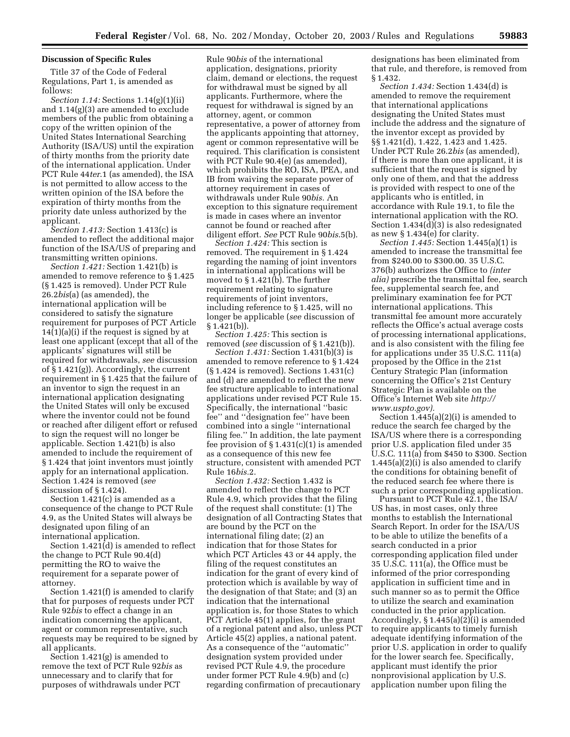**Discussion of Specific Rules**

Title 37 of the Code of Federal Regulations, Part 1, is amended as follows:

*Section 1.14:* Sections 1.14(g)(1)(ii) and 1.14(g)(3) are amended to exclude members of the public from obtaining a copy of the written opinion of the United States International Searching Authority (ISA/US) until the expiration of thirty months from the priority date of the international application. Under PCT Rule 44*ter*.1 (as amended), the ISA is not permitted to allow access to the written opinion of the ISA before the expiration of thirty months from the priority date unless authorized by the applicant.

*Section 1.413:* Section 1.413(c) is amended to reflect the additional major function of the ISA/US of preparing and transmitting written opinions.

*Section 1.421:* Section 1.421(b) is amended to remove reference to § 1.425 (§ 1.425 is removed). Under PCT Rule 26.2*bis*(a) (as amended), the international application will be considered to satisfy the signature requirement for purposes of PCT Article 14(1)(a)(i) if the request is signed by at least one applicant (except that all of the applicants' signatures will still be required for withdrawals, *see* discussion of § 1.421(g)). Accordingly, the current requirement in § 1.425 that the failure of an inventor to sign the request in an international application designating the United States will only be excused where the inventor could not be found or reached after diligent effort or refused to sign the request will no longer be applicable. Section 1.421(b) is also amended to include the requirement of § 1.424 that joint inventors must jointly apply for an international application. Section 1.424 is removed (*see* discussion of § 1.424).

Section 1.421(c) is amended as a consequence of the change to PCT Rule 4.9, as the United States will always be designated upon filing of an international application.

Section 1.421(d) is amended to reflect the change to PCT Rule 90.4(d) permitting the RO to waive the requirement for a separate power of attorney.

Section 1.421(f) is amended to clarify that for purposes of requests under PCT Rule 92*bis* to effect a change in an indication concerning the applicant, agent or common representative, such requests may be required to be signed by all applicants.

Section 1.421(g) is amended to remove the text of PCT Rule 92*bis* as unnecessary and to clarify that for purposes of withdrawals under PCT Rule 90*bis* of the international application, designations, priority claim, demand or elections, the request for withdrawal must be signed by all applicants. Furthermore, where the request for withdrawal is signed by an attorney, agent, or common representative, a power of attorney from the applicants appointing that attorney, agent or common representative will be required. This clarification is consistent with PCT Rule 90.4(e) (as amended), which prohibits the RO, ISA, IPEA, and IB from waiving the separate power of attorney requirement in cases of withdrawals under Rule 90*bis*. An exception to this signature requirement is made in cases where an inventor cannot be found or reached after diligent effort. *See* PCT Rule 90*bis*.5(b).

*Section 1.424:* This section is removed. The requirement in § 1.424 regarding the naming of joint inventors in international applications will be moved to § 1.421(b). The further requirement relating to signature requirements of joint inventors, including reference to § 1.425, will no longer be applicable (*see* discussion of § 1.421(b)).

*Section 1.425:* This section is removed (*see* discussion of § 1.421(b)).

*Section 1.431:* Section 1.431(b)(3) is amended to remove reference to § 1.424 (§ 1.424 is removed). Sections 1.431(c) and (d) are amended to reflect the new fee structure applicable to international applications under revised PCT Rule 15. Specifically, the international "basic fee" and "designation fee" have been combined into a single "international filing fee." In addition, the late payment fee provision of § 1.431(c)(1) is amended as a consequence of this new fee structure, consistent with amended PCT Rule 16*bis*.2.

*Section 1.432:* Section 1.432 is amended to reflect the change to PCT Rule 4.9, which provides that the filing of the request shall constitute: (1) The designation of all Contracting States that are bound by the PCT on the international filing date; (2) an indication that for those States for which PCT Articles 43 or 44 apply, the filing of the request constitutes an indication for the grant of every kind of protection which is available by way of the designation of that State; and (3) an indication that the international application is, for those States to which PCT Article 45(1) applies, for the grant of a regional patent and also, unless PCT Article 45(2) applies, a national patent. As a consequence of the "automatic" designation system provided under revised PCT Rule 4.9, the procedure under former PCT Rule 4.9(b) and (c) regarding confirmation of precautionary designations has been eliminated from that rule, and therefore, is removed from § 1.432.

*Section 1.434:* Section 1.434(d) is amended to remove the requirement that international applications designating the United States must include the address and the signature of the inventor except as provided by §§ 1.421(d), 1.422, 1.423 and 1.425. Under PCT Rule 26.2*bis* (as amended), if there is more than one applicant, it is sufficient that the request is signed by only one of them, and that the address is provided with respect to one of the applicants who is entitled, in accordance with Rule 19.1, to file the international application with the RO. Section 1.434(d)(3) is also redesignated as new § 1.434(e) for clarity.

*Section 1.445:* Section 1.445(a)(1) is amended to increase the transmittal fee from $240.00 to $300.00. 35 U.S.C. 376(b) authorizes the Office to *(inter alia)* prescribe the transmittal fee, search fee, supplemental search fee, and preliminary examination fee for PCT international applications. This transmittal fee amount more accurately reflects the Office's actual average costs of processing international applications, and is also consistent with the filing fee for applications under 35 U.S.C. 111(a) proposed by the Office in the 21st Century Strategic Plan (information concerning the Office's 21st Century Strategic Plan is available on the Office's Internet Web site *http://www.uspto.gov).*

Section 1.445(a)(2)(i) is amended to reduce the search fee charged by the ISA/US where there is a corresponding prior U.S. application filed under 35 U.S.C. 111(a) from $450 to $300. Section 1.445(a)(2)(i) is also amended to clarify the conditions for obtaining benefit of the reduced search fee where there is such a prior corresponding application.

Pursuant to PCT Rule 42.1, the ISA/US has, in most cases, only three months to establish the International Search Report. In order for the ISA/US to be able to utilize the benefits of a search conducted in a prior corresponding application filed under 35 U.S.C. 111(a), the Office must be informed of the prior corresponding application in sufficient time and in such manner so as to permit the Office to utilize the search and examination conducted in the prior application. Accordingly, § 1.445(a)(2)(i) is amended to require applicants to timely furnish adequate identifying information of the prior U.S. application in order to qualify for the lower search fee. Specifically, applicant must identify the prior nonprovisional application by U.S. application number upon filing the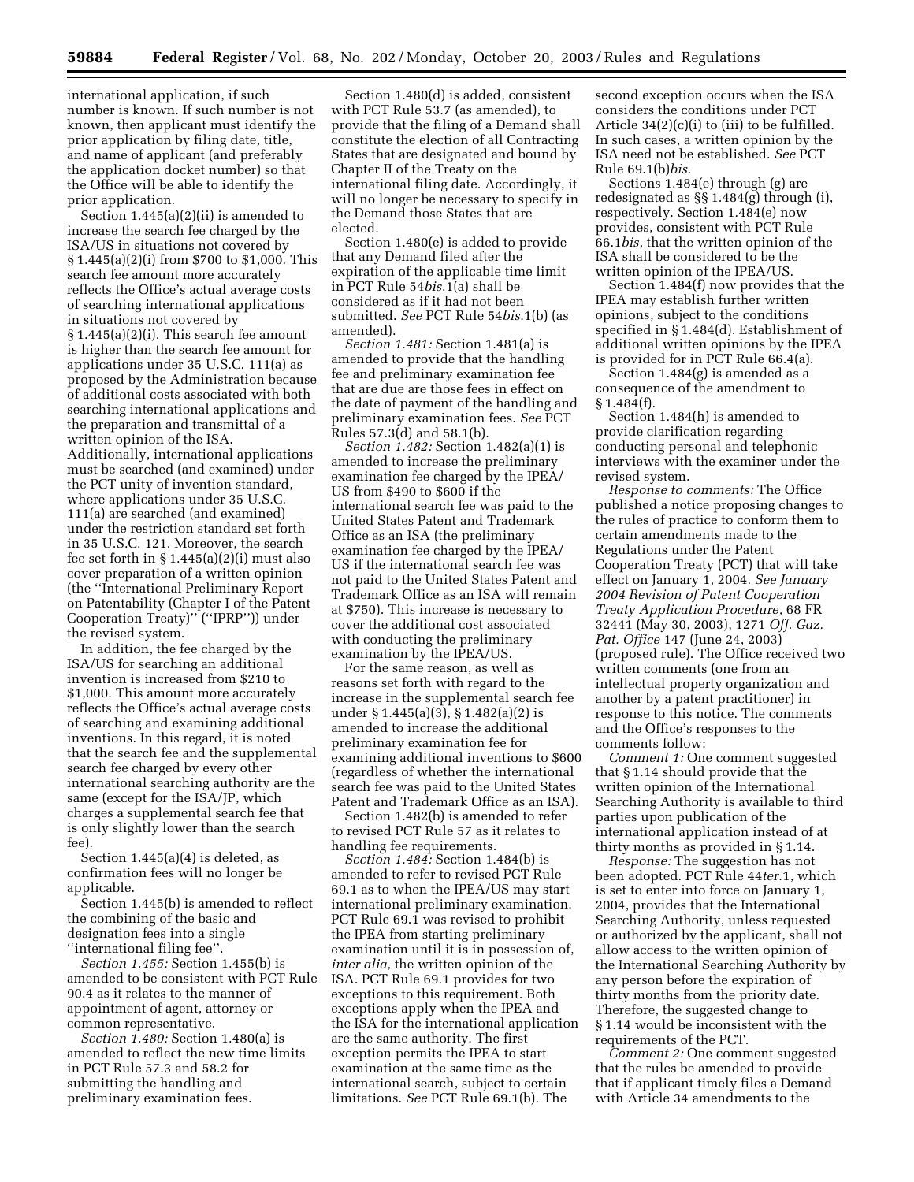international application, if such number is known. If such number is not known, then applicant must identify the prior application by filing date, title, and name of applicant (and preferably the application docket number) so that the Office will be able to identify the prior application.

Section 1.445(a)(2)(ii) is amended to increase the search fee charged by the ISA/US in situations not covered by § 1.445(a)(2)(i) from $700 to $1,000. This search fee amount more accurately reflects the Office's actual average costs of searching international applications in situations not covered by § 1.445(a)(2)(i). This search fee amount is higher than the search fee amount for applications under 35 U.S.C. 111(a) as proposed by the Administration because of additional costs associated with both searching international applications and the preparation and transmittal of a written opinion of the ISA. Additionally, international applications must be searched (and examined) under the PCT unity of invention standard, where applications under 35 U.S.C. 111(a) are searched (and examined) under the restriction standard set forth in 35 U.S.C. 121. Moreover, the search fee set forth in § 1.445(a)(2)(i) must also cover preparation of a written opinion (the ''International Preliminary Report on Patentability (Chapter I of the Patent Cooperation Treaty)'' (''IPRP'')) under the revised system.

In addition, the fee charged by the ISA/US for searching an additional invention is increased from $210 to $1,000. This amount more accurately reflects the Office's actual average costs of searching and examining additional inventions. In this regard, it is noted that the search fee and the supplemental search fee charged by every other international searching authority are the same (except for the ISA/JP, which charges a supplemental search fee that is only slightly lower than the search fee).

Section 1.445(a)(4) is deleted, as confirmation fees will no longer be applicable.

Section 1.445(b) is amended to reflect the combining of the basic and designation fees into a single ''international filing fee''.

*Section 1.455:* Section 1.455(b) is amended to be consistent with PCT Rule 90.4 as it relates to the manner of appointment of agent, attorney or common representative.

*Section 1.480:* Section 1.480(a) is amended to reflect the new time limits in PCT Rule 57.3 and 58.2 for submitting the handling and preliminary examination fees.

Section 1.480(d) is added, consistent with PCT Rule 53.7 (as amended), to provide that the filing of a Demand shall constitute the election of all Contracting States that are designated and bound by Chapter II of the Treaty on the international filing date. Accordingly, it will no longer be necessary to specify in the Demand those States that are elected.

Section 1.480(e) is added to provide that any Demand filed after the expiration of the applicable time limit in PCT Rule 54*bis*.1(a) shall be considered as if it had not been submitted. *See* PCT Rule 54*bis*.1(b) (as amended).

*Section 1.481:* Section 1.481(a) is amended to provide that the handling fee and preliminary examination fee that are due are those fees in effect on the date of payment of the handling and preliminary examination fees. *See* PCT Rules 57.3(d) and 58.1(b).

*Section 1.482:* Section 1.482(a)(1) is amended to increase the preliminary examination fee charged by the IPEA/US from $490 to $600 if the international search fee was paid to the United States Patent and Trademark Office as an ISA (the preliminary examination fee charged by the IPEA/US if the international search fee was not paid to the United States Patent and Trademark Office as an ISA will remain at $750). This increase is necessary to cover the additional cost associated with conducting the preliminary examination by the IPEA/US.

For the same reason, as well as reasons set forth with regard to the increase in the supplemental search fee under § 1.445(a)(3), § 1.482(a)(2) is amended to increase the additional preliminary examination fee for examining additional inventions to $600 (regardless of whether the international search fee was paid to the United States Patent and Trademark Office as an ISA).

Section 1.482(b) is amended to refer to revised PCT Rule 57 as it relates to handling fee requirements.

*Section 1.484:* Section 1.484(b) is amended to refer to revised PCT Rule 69.1 as to when the IPEA/US may start international preliminary examination. PCT Rule 69.1 was revised to prohibit the IPEA from starting preliminary examination until it is in possession of, *inter alia,* the written opinion of the ISA. PCT Rule 69.1 provides for two exceptions to this requirement. Both exceptions apply when the IPEA and the ISA for the international application are the same authority. The first exception permits the IPEA to start examination at the same time as the international search, subject to certain limitations. *See* PCT Rule 69.1(b). The second exception occurs when the ISA considers the conditions under PCT Article 34(2)(c)(i) to (iii) to be fulfilled. In such cases, a written opinion by the ISA need not be established. *See* PCT Rule 69.1(b)*bis*.

Sections 1.484(e) through (g) are redesignated as §§ 1.484(g) through (i), respectively. Section 1.484(e) now provides, consistent with PCT Rule 66.1*bis*, that the written opinion of the ISA shall be considered to be the written opinion of the IPEA/US.

Section 1.484(f) now provides that the IPEA may establish further written opinions, subject to the conditions specified in § 1.484(d). Establishment of additional written opinions by the IPEA is provided for in PCT Rule 66.4(a).

Section 1.484(g) is amended as a consequence of the amendment to § 1.484(f).

Section 1.484(h) is amended to provide clarification regarding conducting personal and telephonic interviews with the examiner under the revised system.

*Response to comments:* The Office published a notice proposing changes to the rules of practice to conform them to certain amendments made to the Regulations under the Patent Cooperation Treaty (PCT) that will take effect on January 1, 2004. *See January 2004 Revision of Patent Cooperation Treaty Application Procedure,* 68 FR 32441 (May 30, 2003), 1271 *Off. Gaz. Pat. Office* 147 (June 24, 2003) (proposed rule). The Office received two written comments (one from an intellectual property organization and another by a patent practitioner) in response to this notice. The comments and the Office's responses to the comments follow:

*Comment 1:* One comment suggested that § 1.14 should provide that the written opinion of the International Searching Authority is available to third parties upon publication of the international application instead of at thirty months as provided in § 1.14.

*Response:* The suggestion has not been adopted. PCT Rule 44*ter*.1, which is set to enter into force on January 1, 2004, provides that the International Searching Authority, unless requested or authorized by the applicant, shall not allow access to the written opinion of the International Searching Authority by any person before the expiration of thirty months from the priority date. Therefore, the suggested change to § 1.14 would be inconsistent with the requirements of the PCT.

*Comment 2:* One comment suggested that the rules be amended to provide that if applicant timely files a Demand with Article 34 amendments to the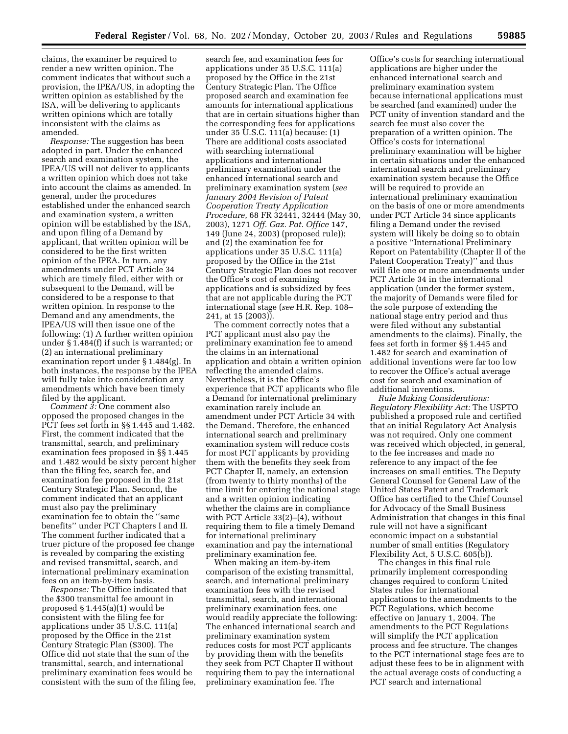claims, the examiner be required to render a new written opinion. The comment indicates that without such a provision, the IPEA/US, in adopting the written opinion as established by the ISA, will be delivering to applicants written opinions which are totally inconsistent with the claims as amended.

*Response:* The suggestion has been adopted in part. Under the enhanced search and examination system, the IPEA/US will not deliver to applicants a written opinion which does not take into account the claims as amended. In general, under the procedures established under the enhanced search and examination system, a written opinion will be established by the ISA, and upon filing of a Demand by applicant, that written opinion will be considered to be the first written opinion of the IPEA. In turn, any amendments under PCT Article 34 which are timely filed, either with or subsequent to the Demand, will be considered to be a response to that written opinion. In response to the Demand and any amendments, the IPEA/US will then issue one of the following: (1) A further written opinion under § 1.484(f) if such is warranted; or (2) an international preliminary examination report under § 1.484(g). In both instances, the response by the IPEA will fully take into consideration any amendments which have been timely filed by the applicant.

*Comment 3:* One comment also opposed the proposed changes in the PCT fees set forth in §§ 1.445 and 1.482. First, the comment indicated that the transmittal, search, and preliminary examination fees proposed in §§ 1.445 and 1.482 would be sixty percent higher than the filing fee, search fee, and examination fee proposed in the 21st Century Strategic Plan. Second, the comment indicated that an applicant must also pay the preliminary examination fee to obtain the "same benefits" under PCT Chapters I and II. The comment further indicated that a truer picture of the proposed fee change is revealed by comparing the existing and revised transmittal, search, and international preliminary examination fees on an item-by-item basis.

*Response:* The Office indicated that the $300 transmittal fee amount in proposed § 1.445(a)(1) would be consistent with the filing fee for applications under 35 U.S.C. 111(a) proposed by the Office in the 21st Century Strategic Plan ($300). The Office did not state that the sum of the transmittal, search, and international preliminary examination fees would be consistent with the sum of the filing fee, search fee, and examination fees for applications under 35 U.S.C. 111(a) proposed by the Office in the 21st Century Strategic Plan. The Office proposed search and examination fee amounts for international applications that are in certain situations higher than the corresponding fees for applications under 35 U.S.C. 111(a) because: (1) There are additional costs associated with searching international applications and international preliminary examination under the enhanced international search and preliminary examination system (*see January 2004 Revision of Patent Cooperation Treaty Application Procedure*, 68 FR 32441, 32444 (May 30, 2003), 1271 *Off. Gaz. Pat. Office* 147, 149 (June 24, 2003) (proposed rule)); and (2) the examination fee for applications under 35 U.S.C. 111(a) proposed by the Office in the 21st Century Strategic Plan does not recover the Office's cost of examining applications and is subsidized by fees that are not applicable during the PCT international stage (*see* H.R. Rep. 108–241, at 15 (2003)).

The comment correctly notes that a PCT applicant must also pay the preliminary examination fee to amend the claims in an international application and obtain a written opinion reflecting the amended claims. Nevertheless, it is the Office's experience that PCT applicants who file a Demand for international preliminary examination rarely include an amendment under PCT Article 34 with the Demand. Therefore, the enhanced international search and preliminary examination system will reduce costs for most PCT applicants by providing them with the benefits they seek from PCT Chapter II, namely, an extension (from twenty to thirty months) of the time limit for entering the national stage and a written opinion indicating whether the claims are in compliance with PCT Article 33(2)–(4), without requiring them to file a timely Demand for international preliminary examination and pay the international preliminary examination fee.

When making an item-by-item comparison of the existing transmittal, search, and international preliminary examination fees with the revised transmittal, search, and international preliminary examination fees, one would readily appreciate the following: The enhanced international search and preliminary examination system reduces costs for most PCT applicants by providing them with the benefits they seek from PCT Chapter II without requiring them to pay the international preliminary examination fee. The Office's costs for searching international applications are higher under the enhanced international search and preliminary examination system because international applications must be searched (and examined) under the PCT unity of invention standard and the search fee must also cover the preparation of a written opinion. The Office's costs for international preliminary examination will be higher in certain situations under the enhanced international search and preliminary examination system because the Office will be required to provide an international preliminary examination on the basis of one or more amendments under PCT Article 34 since applicants filing a Demand under the revised system will likely be doing so to obtain a positive "International Preliminary Report on Patentability (Chapter II of the Patent Cooperation Treaty)" and thus will file one or more amendments under PCT Article 34 in the international application (under the former system, the majority of Demands were filed for the sole purpose of extending the national stage entry period and thus were filed without any substantial amendments to the claims). Finally, the fees set forth in former §§ 1.445 and 1.482 for search and examination of additional inventions were far too low to recover the Office's actual average cost for search and examination of additional inventions.

*Rule Making Considerations: Regulatory Flexibility Act:* The USPTO published a proposed rule and certified that an initial Regulatory Act Analysis was not required. Only one comment was received which objected, in general, to the fee increases and made no reference to any impact of the fee increases on small entities. The Deputy General Counsel for General Law of the United States Patent and Trademark Office has certified to the Chief Counsel for Advocacy of the Small Business Administration that changes in this final rule will not have a significant economic impact on a substantial number of small entities (Regulatory Flexibility Act, 5 U.S.C. 605(b)).

The changes in this final rule primarily implement corresponding changes required to conform United States rules for international applications to the amendments to the PCT Regulations, which become effective on January 1, 2004. The amendments to the PCT Regulations will simplify the PCT application process and fee structure. The changes to the PCT international stage fees are to adjust these fees to be in alignment with the actual average costs of conducting a PCT search and international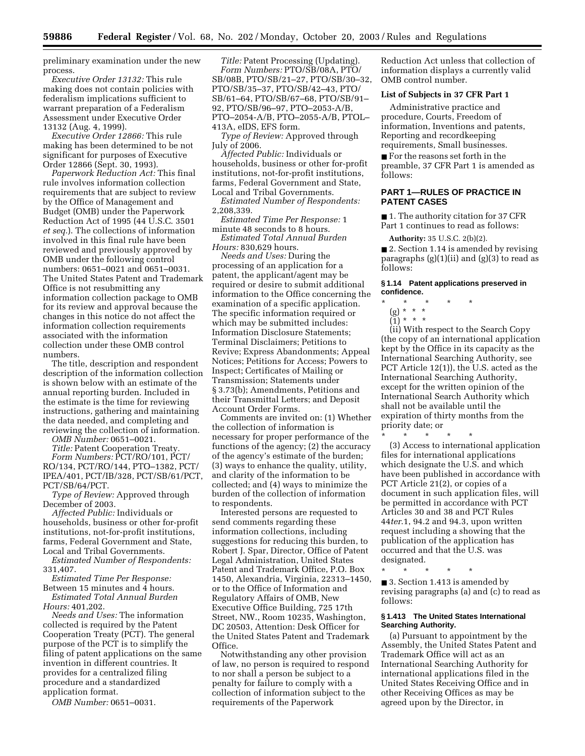preliminary examination under the new process.

*Executive Order 13132:* This rule making does not contain policies with federalism implications sufficient to warrant preparation of a Federalism Assessment under Executive Order 13132 (Aug. 4, 1999).

*Executive Order 12866:* This rule making has been determined to be not significant for purposes of Executive Order 12866 (Sept. 30, 1993).

*Paperwork Reduction Act:* This final rule involves information collection requirements that are subject to review by the Office of Management and Budget (OMB) under the Paperwork Reduction Act of 1995 (44 U.S.C. 3501 *et seq.*). The collections of information involved in this final rule have been reviewed and previously approved by OMB under the following control numbers: 0651–0021 and 0651–0031. The United States Patent and Trademark Office is not resubmitting any information collection package to OMB for its review and approval because the changes in this notice do not affect the information collection requirements associated with the information collection under these OMB control numbers.

The title, description and respondent description of the information collection is shown below with an estimate of the annual reporting burden. Included in the estimate is the time for reviewing instructions, gathering and maintaining the data needed, and completing and reviewing the collection of information.

*OMB Number:* 0651–0021.

*Title:* Patent Cooperation Treaty.

*Form Numbers:* PCT/RO/101, PCT/RO/134, PCT/RO/144, PTO–1382, PCT/IPEA/401, PCT/IB/328, PCT/SB/61/PCT, PCT/SB/64/PCT.

*Type of Review:* Approved through December of 2003.

*Affected Public:* Individuals or households, business or other for-profit institutions, not-for-profit institutions, farms, Federal Government and State, Local and Tribal Governments.

*Estimated Number of Respondents:* 331,407.

*Estimated Time Per Response:* Between 15 minutes and 4 hours.

*Estimated Total Annual Burden Hours:* 401,202.

*Needs and Uses:* The information collected is required by the Patent Cooperation Treaty (PCT). The general purpose of the PCT is to simplify the filing of patent applications on the same invention in different countries. It provides for a centralized filing procedure and a standardized application format.

*OMB Number:* 0651–0031.

*Title:* Patent Processing (Updating).

*Form Numbers:* PTO/SB/08A, PTO/SB/08B, PTO/SB/21–27, PTO/SB/30–32, PTO/SB/35–37, PTO/SB/42–43, PTO/SB/61–64, PTO/SB/67–68, PTO/SB/91–92, PTO/SB/96–97, PTO–2053-A/B, PTO–2054-A/B, PTO–2055-A/B, PTOL–413A, eIDS, EFS form.

*Type of Review:* Approved through July of 2006.

*Affected Public:* Individuals or households, business or other for-profit institutions, not-for-profit institutions, farms, Federal Government and State, Local and Tribal Governments.

*Estimated Number of Respondents:* 2,208,339.

*Estimated Time Per Response:* 1 minute 48 seconds to 8 hours.

*Estimated Total Annual Burden Hours:* 830,629 hours.

*Needs and Uses:* During the processing of an application for a patent, the applicant/agent may be required or desire to submit additional information to the Office concerning the examination of a specific application. The specific information required or which may be submitted includes: Information Disclosure Statements; Terminal Disclaimers; Petitions to Revive; Express Abandonments; Appeal Notices; Petitions for Access; Powers to Inspect; Certificates of Mailing or Transmission; Statements under § 3.73(b); Amendments, Petitions and their Transmittal Letters; and Deposit Account Order Forms.

Comments are invited on: (1) Whether the collection of information is necessary for proper performance of the functions of the agency; (2) the accuracy of the agency's estimate of the burden; (3) ways to enhance the quality, utility, and clarity of the information to be collected; and (4) ways to minimize the burden of the collection of information to respondents.

Interested persons are requested to send comments regarding these information collections, including suggestions for reducing this burden, to Robert J. Spar, Director, Office of Patent Legal Administration, United States Patent and Trademark Office, P.O. Box 1450, Alexandria, Virginia, 22313–1450, or to the Office of Information and Regulatory Affairs of OMB, New Executive Office Building, 725 17th Street, NW., Room 10235, Washington, DC 20503, Attention: Desk Officer for the United States Patent and Trademark Office.

Notwithstanding any other provision of law, no person is required to respond to nor shall a person be subject to a penalty for failure to comply with a collection of information subject to the requirements of the Paperwork Reduction Act unless that collection of information displays a currently valid OMB control number.

**List of Subjects in 37 CFR Part 1**

Administrative practice and procedure, Courts, Freedom of information, Inventions and patents, Reporting and recordkeeping requirements, Small businesses.

■ For the reasons set forth in the preamble, 37 CFR Part 1 is amended as follows:

## PART 1—RULES OF PRACTICE IN PATENT CASES

■ 1. The authority citation for 37 CFR Part 1 continues to read as follows:

**Authority:** 35 U.S.C. 2(b)(2).

■ 2. Section 1.14 is amended by revising paragraphs (g)(1)(ii) and (g)(3) to read as follows:

### § 1.14 Patent applications preserved in confidence.

\* \* \* \* \*

(g) \* \* \*

(1) \* \* \*

(ii) With respect to the Search Copy (the copy of an international application kept by the Office in its capacity as the International Searching Authority, see PCT Article 12(1)), the U.S. acted as the International Searching Authority, except for the written opinion of the International Search Authority which shall not be available until the expiration of thirty months from the priority date; or

\* \* \* \* \*

(3) Access to international application files for international applications which designate the U.S. and which have been published in accordance with PCT Article 21(2), or copies of a document in such application files, will be permitted in accordance with PCT Articles 30 and 38 and PCT Rules 44*ter*.1, 94.2 and 94.3, upon written request including a showing that the publication of the application has occurred and that the U.S. was designated.

\* \* \* \* \*

■ 3. Section 1.413 is amended by revising paragraphs (a) and (c) to read as follows:

### § 1.413 The United States International Searching Authority.

(a) Pursuant to appointment by the Assembly, the United States Patent and Trademark Office will act as an International Searching Authority for international applications filed in the United States Receiving Office and in other Receiving Offices as may be agreed upon by the Director, in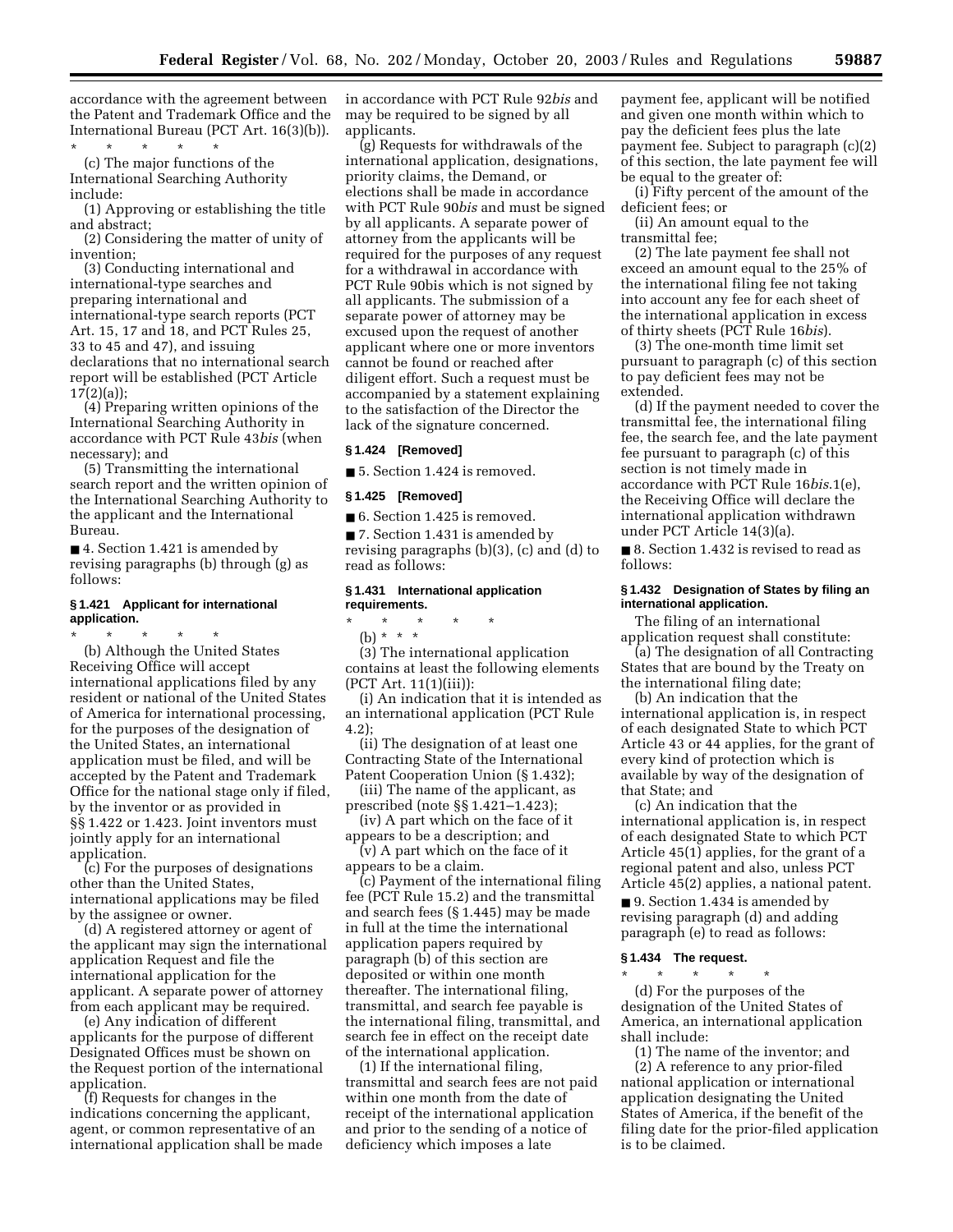accordance with the agreement between the Patent and Trademark Office and the International Bureau (PCT Art. 16(3)(b)).

\* \* \* \* \*

(c) The major functions of the International Searching Authority include:

(1) Approving or establishing the title and abstract;

(2) Considering the matter of unity of invention;

(3) Conducting international and international-type searches and preparing international and international-type search reports (PCT Art. 15, 17 and 18, and PCT Rules 25, 33 to 45 and 47), and issuing declarations that no international search report will be established (PCT Article 17(2)(a));

(4) Preparing written opinions of the International Searching Authority in accordance with PCT Rule 43*bis* (when necessary); and

(5) Transmitting the international search report and the written opinion of the International Searching Authority to the applicant and the International Bureau.

■ 4. Section 1.421 is amended by revising paragraphs (b) through (g) as follows:

### § 1.421 Applicant for international application.

\* \* \* \* \*

(b) Although the United States Receiving Office will accept international applications filed by any resident or national of the United States of America for international processing, for the purposes of the designation of the United States, an international application must be filed, and will be accepted by the Patent and Trademark Office for the national stage only if filed, by the inventor or as provided in §§ 1.422 or 1.423. Joint inventors must jointly apply for an international application.

(c) For the purposes of designations other than the United States, international applications may be filed by the assignee or owner.

(d) A registered attorney or agent of the applicant may sign the international application Request and file the international application for the applicant. A separate power of attorney from each applicant may be required.

(e) Any indication of different applicants for the purpose of different Designated Offices must be shown on the Request portion of the international application.

(f) Requests for changes in the indications concerning the applicant, agent, or common representative of an international application shall be made in accordance with PCT Rule 92*bis* and may be required to be signed by all applicants.

(g) Requests for withdrawals of the international application, designations, priority claims, the Demand, or elections shall be made in accordance with PCT Rule 90*bis* and must be signed by all applicants. A separate power of attorney from the applicants will be required for the purposes of any request for a withdrawal in accordance with PCT Rule 90bis which is not signed by all applicants. The submission of a separate power of attorney may be excused upon the request of another applicant where one or more inventors cannot be found or reached after diligent effort. Such a request must be accompanied by a statement explaining to the satisfaction of the Director the lack of the signature concerned.

### § 1.424 [Removed]

■ 5. Section 1.424 is removed.

### § 1.425 [Removed]

■ 6. Section 1.425 is removed.

■ 7. Section 1.431 is amended by revising paragraphs (b)(3), (c) and (d) to read as follows:

### § 1.431 International application requirements.

\* \* \* \* \*

(b) \* \* \*

(3) The international application contains at least the following elements (PCT Art. 11(1)(iii)):

(i) An indication that it is intended as an international application (PCT Rule 4.2);

(ii) The designation of at least one Contracting State of the International Patent Cooperation Union (§ 1.432);

(iii) The name of the applicant, as prescribed (note §§ 1.421–1.423);

(iv) A part which on the face of it appears to be a description; and

(v) A part which on the face of it appears to be a claim.

(c) Payment of the international filing fee (PCT Rule 15.2) and the transmittal and search fees (§ 1.445) may be made in full at the time the international application papers required by paragraph (b) of this section are deposited or within one month thereafter. The international filing, transmittal, and search fee payable is the international filing, transmittal, and search fee in effect on the receipt date of the international application.

(1) If the international filing, transmittal and search fees are not paid within one month from the date of receipt of the international application and prior to the sending of a notice of deficiency which imposes a late payment fee, applicant will be notified and given one month within which to pay the deficient fees plus the late payment fee. Subject to paragraph (c)(2) of this section, the late payment fee will be equal to the greater of:

(i) Fifty percent of the amount of the deficient fees; or

(ii) An amount equal to the transmittal fee;

(2) The late payment fee shall not exceed an amount equal to the 25% of the international filing fee not taking into account any fee for each sheet of the international application in excess of thirty sheets (PCT Rule 16*bis*).

(3) The one-month time limit set pursuant to paragraph (c) of this section to pay deficient fees may not be extended.

(d) If the payment needed to cover the transmittal fee, the international filing fee, the search fee, and the late payment fee pursuant to paragraph (c) of this section is not timely made in accordance with PCT Rule 16*bis*.1(e), the Receiving Office will declare the international application withdrawn under PCT Article 14(3)(a).

■ 8. Section 1.432 is revised to read as follows:

### § 1.432 Designation of States by filing an international application.

The filing of an international application request shall constitute:

(a) The designation of all Contracting States that are bound by the Treaty on the international filing date;

(b) An indication that the international application is, in respect of each designated State to which PCT Article 43 or 44 applies, for the grant of every kind of protection which is available by way of the designation of that State; and

(c) An indication that the international application is, in respect of each designated State to which PCT Article 45(1) applies, for the grant of a regional patent and also, unless PCT Article 45(2) applies, a national patent.

■ 9. Section 1.434 is amended by revising paragraph (d) and adding paragraph (e) to read as follows:

### § 1.434 The request.

\* \* \* \* \*

(d) For the purposes of the designation of the United States of America, an international application shall include:

(1) The name of the inventor; and

(2) A reference to any prior-filed national application or international application designating the United States of America, if the benefit of the filing date for the prior-filed application is to be claimed.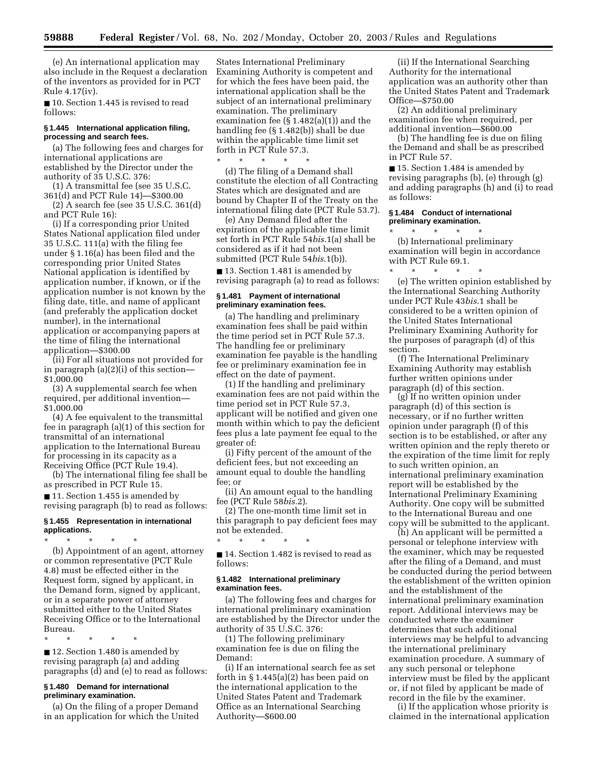(e) An international application may also include in the Request a declaration of the inventors as provided for in PCT Rule 4.17(iv).

■ 10. Section 1.445 is revised to read follows:

### § 1.445 International application filing, processing and search fees.

(a) The following fees and charges for international applications are established by the Director under the authority of 35 U.S.C. 376:

(1) A transmittal fee (see 35 U.S.C. 361(d) and PCT Rule 14)—$300.00

(2) A search fee (see 35 U.S.C. 361(d) and PCT Rule 16):

(i) If a corresponding prior United States National application filed under 35 U.S.C. 111(a) with the filing fee under § 1.16(a) has been filed and the corresponding prior United States National application is identified by application number, if known, or if the application number is not known by the filing date, title, and name of applicant (and preferably the application docket number), in the international application or accompanying papers at the time of filing the international application—$300.00

(ii) For all situations not provided for in paragraph (a)(2)(i) of this section—$1,000.00

(3) A supplemental search fee when required, per additional invention—$1,000.00

(4) A fee equivalent to the transmittal fee in paragraph (a)(1) of this section for transmittal of an international application to the International Bureau for processing in its capacity as a Receiving Office (PCT Rule 19.4).

(b) The international filing fee shall be as prescribed in PCT Rule 15.

■ 11. Section 1.455 is amended by revising paragraph (b) to read as follows:

### § 1.455 Representation in international applications.

\* \* \* \* \*

(b) Appointment of an agent, attorney or common representative (PCT Rule 4.8) must be effected either in the Request form, signed by applicant, in the Demand form, signed by applicant, or in a separate power of attorney submitted either to the United States Receiving Office or to the International Bureau.

\* \* \* \* \*

■ 12. Section 1.480 is amended by revising paragraph (a) and adding paragraphs (d) and (e) to read as follows:

### § 1.480 Demand for international preliminary examination.

(a) On the filing of a proper Demand in an application for which the United States International Preliminary Examining Authority is competent and for which the fees have been paid, the international application shall be the subject of an international preliminary examination. The preliminary examination fee (§ 1.482(a)(1)) and the handling fee (§ 1.482(b)) shall be due within the applicable time limit set forth in PCT Rule 57.3.

\* \* \* \* \*

(d) The filing of a Demand shall constitute the election of all Contracting States which are designated and are bound by Chapter II of the Treaty on the international filing date (PCT Rule 53.7).

(e) Any Demand filed after the expiration of the applicable time limit set forth in PCT Rule 54*bis*.1(a) shall be considered as if it had not been submitted (PCT Rule 54*bis*.1(b)).

■ 13. Section 1.481 is amended by revising paragraph (a) to read as follows:

### § 1.481 Payment of international preliminary examination fees.

(a) The handling and preliminary examination fees shall be paid within the time period set in PCT Rule 57.3. The handling fee or preliminary examination fee payable is the handling fee or preliminary examination fee in effect on the date of payment.

(1) If the handling and preliminary examination fees are not paid within the time period set in PCT Rule 57.3, applicant will be notified and given one month within which to pay the deficient fees plus a late payment fee equal to the greater of:

(i) Fifty percent of the amount of the deficient fees, but not exceeding an amount equal to double the handling fee; or

(ii) An amount equal to the handling fee (PCT Rule 58*bis*.2).

(2) The one-month time limit set in this paragraph to pay deficient fees may not be extended.

\* \* \* \* \*

■ 14. Section 1.482 is revised to read as follows:

### § 1.482 International preliminary examination fees.

(a) The following fees and charges for international preliminary examination are established by the Director under the authority of 35 U.S.C. 376:

(1) The following preliminary examination fee is due on filing the Demand:

(i) If an international search fee as set forth in § 1.445(a)(2) has been paid on the international application to the United States Patent and Trademark Office as an International Searching Authority—$600.00

(ii) If the International Searching Authority for the international application was an authority other than the United States Patent and Trademark Office—$750.00

(2) An additional preliminary examination fee when required, per additional invention—$600.00

(b) The handling fee is due on filing the Demand and shall be as prescribed in PCT Rule 57.

■ 15. Section 1.484 is amended by revising paragraphs (b), (e) through (g) and adding paragraphs (h) and (i) to read as follows:

### § 1.484 Conduct of international preliminary examination.

\* \* \* \* \*

(b) International preliminary examination will begin in accordance with PCT Rule 69.1.

\* \* \* \* \*

(e) The written opinion established by the International Searching Authority under PCT Rule 43*bis*.1 shall be considered to be a written opinion of the United States International Preliminary Examining Authority for the purposes of paragraph (d) of this section.

(f) The International Preliminary Examining Authority may establish further written opinions under paragraph (d) of this section.

(g) If no written opinion under paragraph (d) of this section is necessary, or if no further written opinion under paragraph (f) of this section is to be established, or after any written opinion and the reply thereto or the expiration of the time limit for reply to such written opinion, an international preliminary examination report will be established by the International Preliminary Examining Authority. One copy will be submitted to the International Bureau and one copy will be submitted to the applicant.

(h) An applicant will be permitted a personal or telephone interview with the examiner, which may be requested after the filing of a Demand, and must be conducted during the period between the establishment of the written opinion and the establishment of the international preliminary examination report. Additional interviews may be conducted where the examiner determines that such additional interviews may be helpful to advancing the international preliminary examination procedure. A summary of any such personal or telephone interview must be filed by the applicant or, if not filed by applicant be made of record in the file by the examiner.

(i) If the application whose priority is claimed in the international application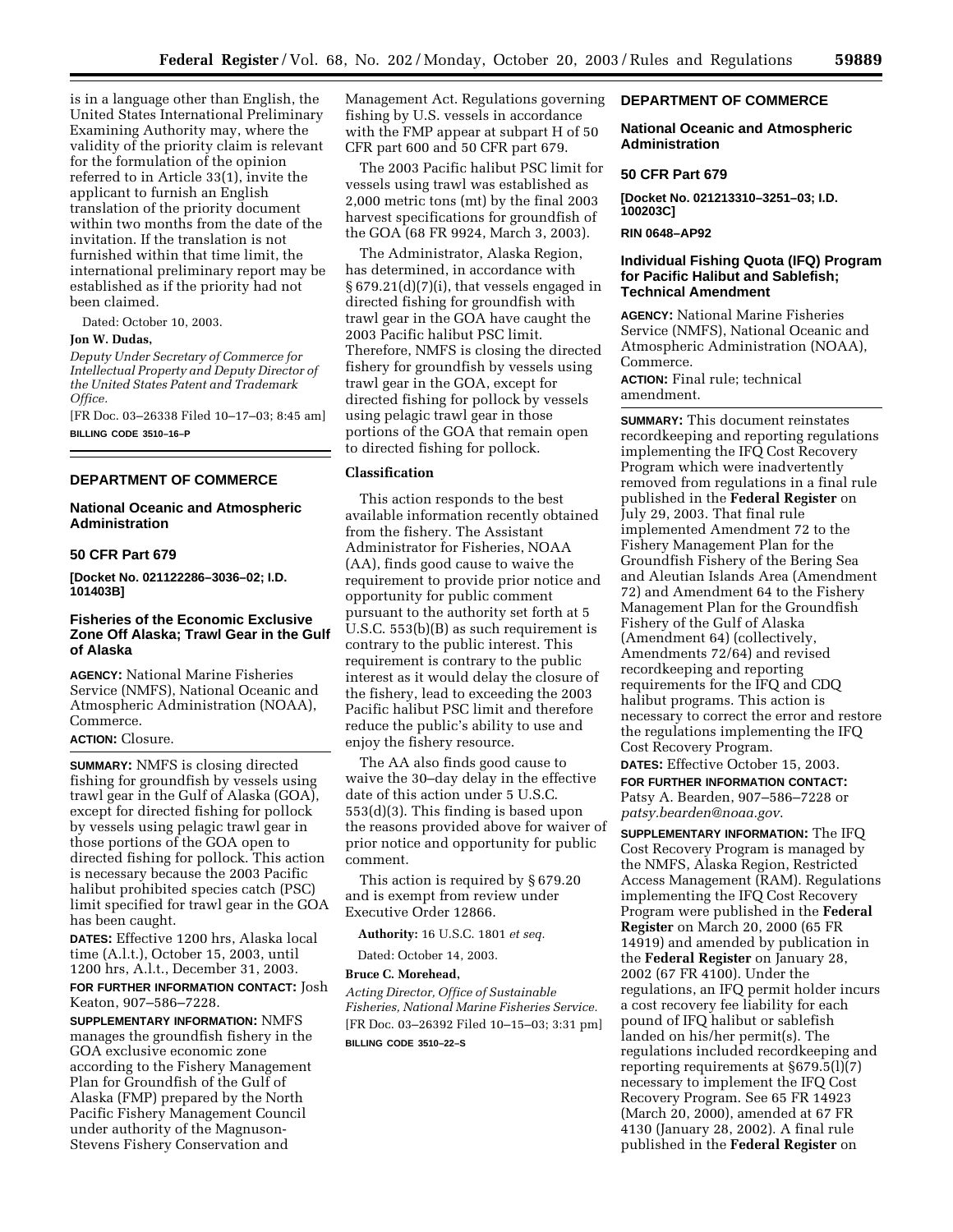is in a language other than English, the United States International Preliminary Examining Authority may, where the validity of the priority claim is relevant for the formulation of the opinion referred to in Article 33(1), invite the applicant to furnish an English translation of the priority document within two months from the date of the invitation. If the translation is not furnished within that time limit, the international preliminary report may be established as if the priority had not been claimed.

Dated: October 10, 2003.

**Jon W. Dudas,**

*Deputy Under Secretary of Commerce for Intellectual Property and Deputy Director of the United States Patent and Trademark Office.*

[FR Doc. 03–26338 Filed 10–17–03; 8:45 am]

**BILLING CODE 3510–16–P**

---

## DEPARTMENT OF COMMERCE

### National Oceanic and Atmospheric Administration

### 50 CFR Part 679

**[Docket No. 021122286–3036–02; I.D. 101403B]**

### Fisheries of the Economic Exclusive Zone Off Alaska; Trawl Gear in the Gulf of Alaska

**AGENCY:** National Marine Fisheries Service (NMFS), National Oceanic and Atmospheric Administration (NOAA), Commerce.

**ACTION:** Closure.

**SUMMARY:** NMFS is closing directed fishing for groundfish by vessels using trawl gear in the Gulf of Alaska (GOA), except for directed fishing for pollock by vessels using pelagic trawl gear in those portions of the GOA open to directed fishing for pollock. This action is necessary because the 2003 Pacific halibut prohibited species catch (PSC) limit specified for trawl gear in the GOA has been caught.

**DATES:** Effective 1200 hrs, Alaska local time (A.l.t.), October 15, 2003, until 1200 hrs, A.l.t., December 31, 2003.

**FOR FURTHER INFORMATION CONTACT:** Josh Keaton, 907–586–7228.

**SUPPLEMENTARY INFORMATION:** NMFS manages the groundfish fishery in the GOA exclusive economic zone according to the Fishery Management Plan for Groundfish of the Gulf of Alaska (FMP) prepared by the North Pacific Fishery Management Council under authority of the Magnuson-Stevens Fishery Conservation and Management Act. Regulations governing fishing by U.S. vessels in accordance with the FMP appear at subpart H of 50 CFR part 600 and 50 CFR part 679.

The 2003 Pacific halibut PSC limit for vessels using trawl was established as 2,000 metric tons (mt) by the final 2003 harvest specifications for groundfish of the GOA (68 FR 9924, March 3, 2003).

The Administrator, Alaska Region, has determined, in accordance with § 679.21(d)(7)(i), that vessels engaged in directed fishing for groundfish with trawl gear in the GOA have caught the 2003 Pacific halibut PSC limit. Therefore, NMFS is closing the directed fishery for groundfish by vessels using trawl gear in the GOA, except for directed fishing for pollock by vessels using pelagic trawl gear in those portions of the GOA that remain open to directed fishing for pollock.

#### Classification

This action responds to the best available information recently obtained from the fishery. The Assistant Administrator for Fisheries, NOAA (AA), finds good cause to waive the requirement to provide prior notice and opportunity for public comment pursuant to the authority set forth at 5 U.S.C. 553(b)(B) as such requirement is contrary to the public interest. This requirement is contrary to the public interest as it would delay the closure of the fishery, lead to exceeding the 2003 Pacific halibut PSC limit and therefore reduce the public's ability to use and enjoy the fishery resource.

The AA also finds good cause to waive the 30–day delay in the effective date of this action under 5 U.S.C. 553(d)(3). This finding is based upon the reasons provided above for waiver of prior notice and opportunity for public comment.

This action is required by § 679.20 and is exempt from review under Executive Order 12866.

**Authority:** 16 U.S.C. 1801 *et seq.*

Dated: October 14, 2003.

**Bruce C. Morehead,**

*Acting Director, Office of Sustainable Fisheries, National Marine Fisheries Service.*

[FR Doc. 03–26392 Filed 10–15–03; 3:31 pm]

**BILLING CODE 3510–22–S**

---

## DEPARTMENT OF COMMERCE

### National Oceanic and Atmospheric Administration

### 50 CFR Part 679

**[Docket No. 021213310–3251–03; I.D. 100203C]**

**RIN 0648–AP92**

### Individual Fishing Quota (IFQ) Program for Pacific Halibut and Sablefish; Technical Amendment

**AGENCY:** National Marine Fisheries Service (NMFS), National Oceanic and Atmospheric Administration (NOAA), Commerce.

**ACTION:** Final rule; technical amendment.

**SUMMARY:** This document reinstates recordkeeping and reporting regulations implementing the IFQ Cost Recovery Program which were inadvertently removed from regulations in a final rule published in the **Federal Register** on July 29, 2003. That final rule implemented Amendment 72 to the Fishery Management Plan for the Groundfish Fishery of the Bering Sea and Aleutian Islands Area (Amendment 72) and Amendment 64 to the Fishery Management Plan for the Groundfish Fishery of the Gulf of Alaska (Amendment 64) (collectively, Amendments 72/64) and revised recordkeeping and reporting requirements for the IFQ and CDQ halibut programs. This action is necessary to correct the error and restore the regulations implementing the IFQ Cost Recovery Program.

**DATES:** Effective October 15, 2003.

**FOR FURTHER INFORMATION CONTACT:** Patsy A. Bearden, 907–586–7228 or *patsy.bearden@noaa.gov*.

**SUPPLEMENTARY INFORMATION:** The IFQ Cost Recovery Program is managed by the NMFS, Alaska Region, Restricted Access Management (RAM). Regulations implementing the IFQ Cost Recovery Program were published in the **Federal Register** on March 20, 2000 (65 FR 14919) and amended by publication in the **Federal Register** on January 28, 2002 (67 FR 4100). Under the regulations, an IFQ permit holder incurs a cost recovery fee liability for each pound of IFQ halibut or sablefish landed on his/her permit(s). The regulations included recordkeeping and reporting requirements at §679.5(l)(7) necessary to implement the IFQ Cost Recovery Program. See 65 FR 14923 (March 20, 2000), amended at 67 FR 4130 (January 28, 2002). A final rule published in the **Federal Register** on